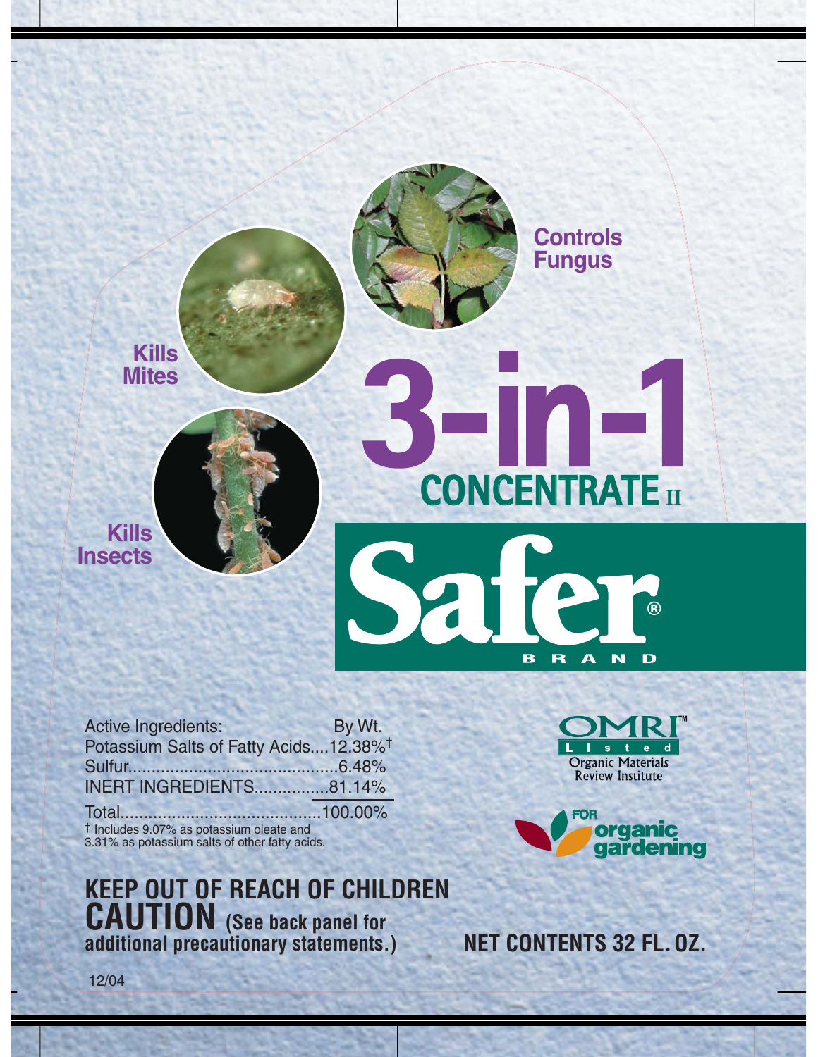Kills Mites

Controls Fungus

Kills Insects

# 3-in-1 CONCENTRATE II

# Safer® BRAND

| Active Ingredients: | By Wt. |
| --- | --- |
| Potassium Salts of Fatty Acids | 12.38%† |
| Sulfur | 6.48% |
| INERT INGREDIENTS | 81.14% |
| Total | 100.00% |

† Includes 9.07% as potassium oleate and 3.31% as potassium salts of other fatty acids.

OMRI™ Listed
Organic Materials Review Institute

FOR organic gardening

**KEEP OUT OF REACH OF CHILDREN**

**CAUTION (See back panel for additional precautionary statements.)**

**NET CONTENTS 32 FL. OZ.**

12/04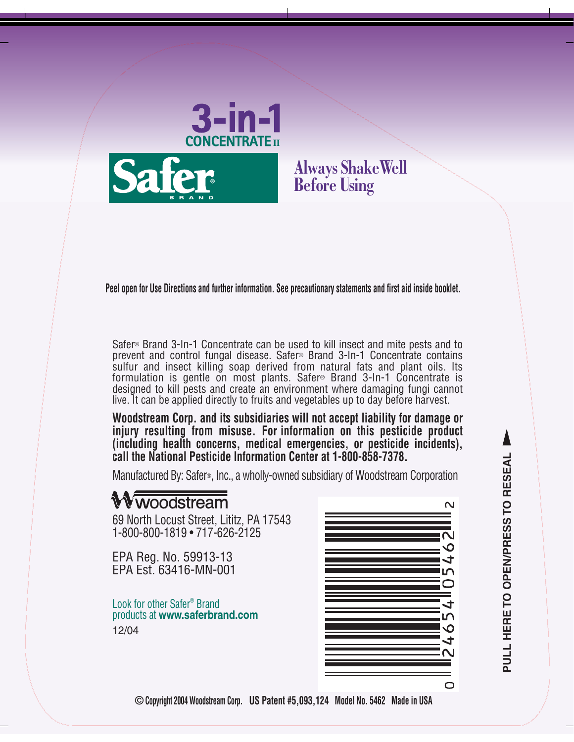# 3-in-1

## CONCENTRATE II

**Safer®** BRAND

**Always Shake Well Before Using**

**Peel open for Use Directions and further information. See precautionary statements and first aid inside booklet.**

Safer® Brand 3-In-1 Concentrate can be used to kill insect and mite pests and to prevent and control fungal disease. Safer® Brand 3-In-1 Concentrate contains sulfur and insect killing soap derived from natural fats and plant oils. Its formulation is gentle on most plants. Safer® Brand 3-In-1 Concentrate is designed to kill pests and create an environment where damaging fungi cannot live. It can be applied directly to fruits and vegetables up to day before harvest.

**Woodstream Corp. and its subsidiaries will not accept liability for damage or injury resulting from misuse. For information on this pesticide product (including health concerns, medical emergencies, or pesticide incidents), call the National Pesticide Information Center at 1-800-858-7378.**

Manufactured By: Safer®, Inc., a wholly-owned subsidiary of Woodstream Corporation

woodstream

69 North Locust Street, Lititz, PA 17543
1-800-800-1819 • 717-626-2125

EPA Reg. No. 59913-13
EPA Est. 63416-MN-001

Look for other Safer® Brand products at **www.saferbrand.com**

12/04

0 24654 05462 2

**PULL HERE TO OPEN/PRESS TO RESEAL**

**© Copyright 2004 Woodstream Corp. US Patent #5,093,124 Model No. 5462 Made in USA**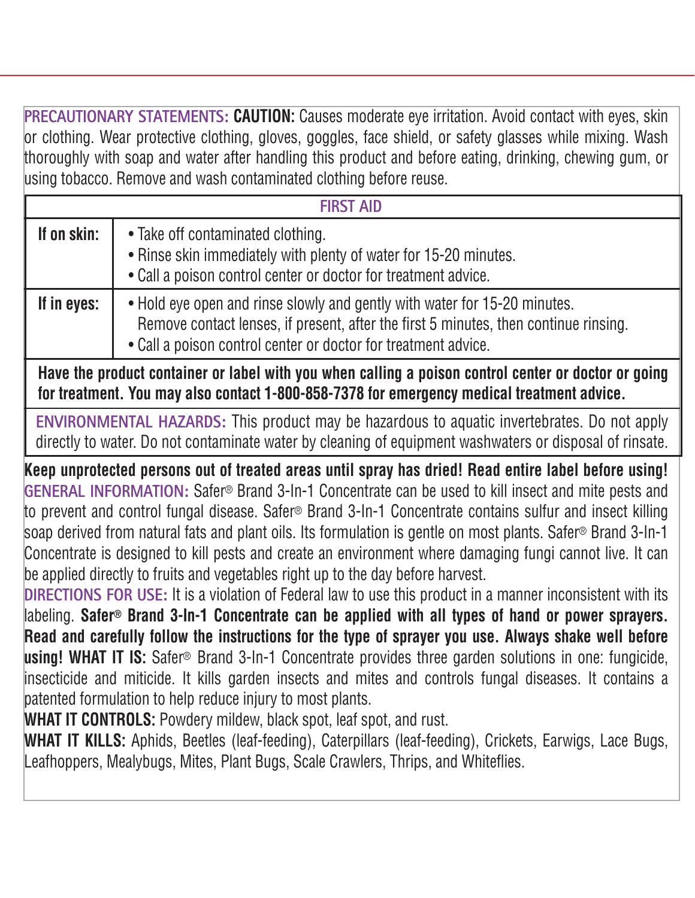**PRECAUTIONARY STATEMENTS:** **CAUTION:** Causes moderate eye irritation. Avoid contact with eyes, skin or clothing. Wear protective clothing, gloves, goggles, face shield, or safety glasses while mixing. Wash thoroughly with soap and water after handling this product and before eating, drinking, chewing gum, or using tobacco. Remove and wash contaminated clothing before reuse.

| FIRST AID | |
|---|---|
| **If on skin:** | • Take off contaminated clothing.<br>• Rinse skin immediately with plenty of water for 15-20 minutes.<br>• Call a poison control center or doctor for treatment advice. |
| **If in eyes:** | • Hold eye open and rinse slowly and gently with water for 15-20 minutes. Remove contact lenses, if present, after the first 5 minutes, then continue rinsing.<br>• Call a poison control center or doctor for treatment advice. |

**Have the product container or label with you when calling a poison control center or doctor or going for treatment. You may also contact 1-800-858-7378 for emergency medical treatment advice.**

**ENVIRONMENTAL HAZARDS:** This product may be hazardous to aquatic invertebrates. Do not apply directly to water. Do not contaminate water by cleaning of equipment washwaters or disposal of rinsate.

**Keep unprotected persons out of treated areas until spray has dried! Read entire label before using!**

**GENERAL INFORMATION:** Safer® Brand 3-In-1 Concentrate can be used to kill insect and mite pests and to prevent and control fungal disease. Safer® Brand 3-In-1 Concentrate contains sulfur and insect killing soap derived from natural fats and plant oils. Its formulation is gentle on most plants. Safer® Brand 3-In-1 Concentrate is designed to kill pests and create an environment where damaging fungi cannot live. It can be applied directly to fruits and vegetables right up to the day before harvest.

**DIRECTIONS FOR USE:** It is a violation of Federal law to use this product in a manner inconsistent with its labeling. **Safer® Brand 3-In-1 Concentrate can be applied with all types of hand or power sprayers. Read and carefully follow the instructions for the type of sprayer you use. Always shake well before using! WHAT IT IS:** Safer® Brand 3-In-1 Concentrate provides three garden solutions in one: fungicide, insecticide and miticide. It kills garden insects and mites and controls fungal diseases. It contains a patented formulation to help reduce injury to most plants.

**WHAT IT CONTROLS:** Powdery mildew, black spot, leaf spot, and rust.

**WHAT IT KILLS:** Aphids, Beetles (leaf-feeding), Caterpillars (leaf-feeding), Crickets, Earwigs, Lace Bugs, Leafhoppers, Mealybugs, Mites, Plant Bugs, Scale Crawlers, Thrips, and Whiteflies.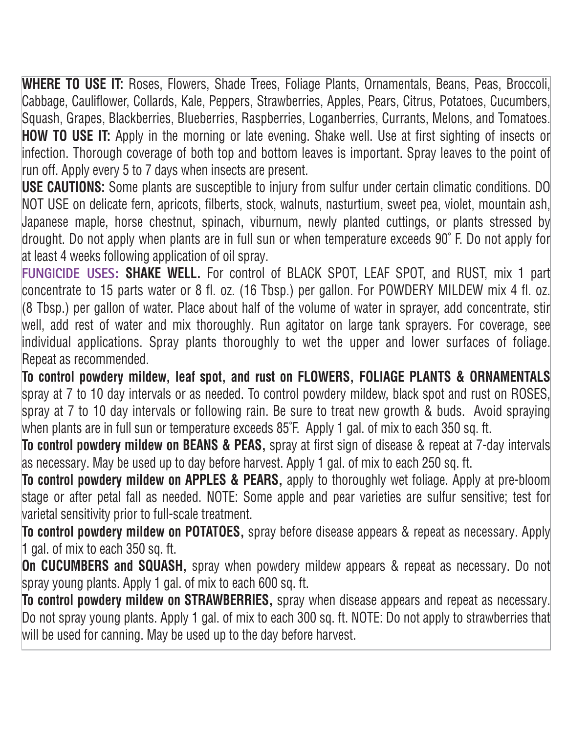**WHERE TO USE IT:** Roses, Flowers, Shade Trees, Foliage Plants, Ornamentals, Beans, Peas, Broccoli, Cabbage, Cauliflower, Collards, Kale, Peppers, Strawberries, Apples, Pears, Citrus, Potatoes, Cucumbers, Squash, Grapes, Blackberries, Blueberries, Raspberries, Loganberries, Currants, Melons, and Tomatoes.

**HOW TO USE IT:** Apply in the morning or late evening. Shake well. Use at first sighting of insects or infection. Thorough coverage of both top and bottom leaves is important. Spray leaves to the point of run off. Apply every 5 to 7 days when insects are present.

**USE CAUTIONS:** Some plants are susceptible to injury from sulfur under certain climatic conditions. DO NOT USE on delicate fern, apricots, filberts, stock, walnuts, nasturtium, sweet pea, violet, mountain ash, Japanese maple, horse chestnut, spinach, viburnum, newly planted cuttings, or plants stressed by drought. Do not apply when plants are in full sun or when temperature exceeds 90˚ F. Do not apply for at least 4 weeks following application of oil spray.

**FUNGICIDE USES:** **SHAKE WELL.** For control of BLACK SPOT, LEAF SPOT, and RUST, mix 1 part concentrate to 15 parts water or 8 fl. oz. (16 Tbsp.) per gallon. For POWDERY MILDEW mix 4 fl. oz. (8 Tbsp.) per gallon of water. Place about half of the volume of water in sprayer, add concentrate, stir well, add rest of water and mix thoroughly. Run agitator on large tank sprayers. For coverage, see individual applications. Spray plants thoroughly to wet the upper and lower surfaces of foliage. Repeat as recommended.

**To control powdery mildew, leaf spot, and rust on FLOWERS, FOLIAGE PLANTS & ORNAMENTALS** spray at 7 to 10 day intervals or as needed. To control powdery mildew, black spot and rust on ROSES, spray at 7 to 10 day intervals or following rain. Be sure to treat new growth & buds. Avoid spraying when plants are in full sun or temperature exceeds 85˚F. Apply 1 gal. of mix to each 350 sq. ft.

**To control powdery mildew on BEANS & PEAS,** spray at first sign of disease & repeat at 7-day intervals as necessary. May be used up to day before harvest. Apply 1 gal. of mix to each 250 sq. ft.

**To control powdery mildew on APPLES & PEARS,** apply to thoroughly wet foliage. Apply at pre-bloom stage or after petal fall as needed. NOTE: Some apple and pear varieties are sulfur sensitive; test for varietal sensitivity prior to full-scale treatment.

**To control powdery mildew on POTATOES,** spray before disease appears & repeat as necessary. Apply 1 gal. of mix to each 350 sq. ft.

**On CUCUMBERS and SQUASH,** spray when powdery mildew appears & repeat as necessary. Do not spray young plants. Apply 1 gal. of mix to each 600 sq. ft.

**To control powdery mildew on STRAWBERRIES,** spray when disease appears and repeat as necessary. Do not spray young plants. Apply 1 gal. of mix to each 300 sq. ft. NOTE: Do not apply to strawberries that will be used for canning. May be used up to the day before harvest.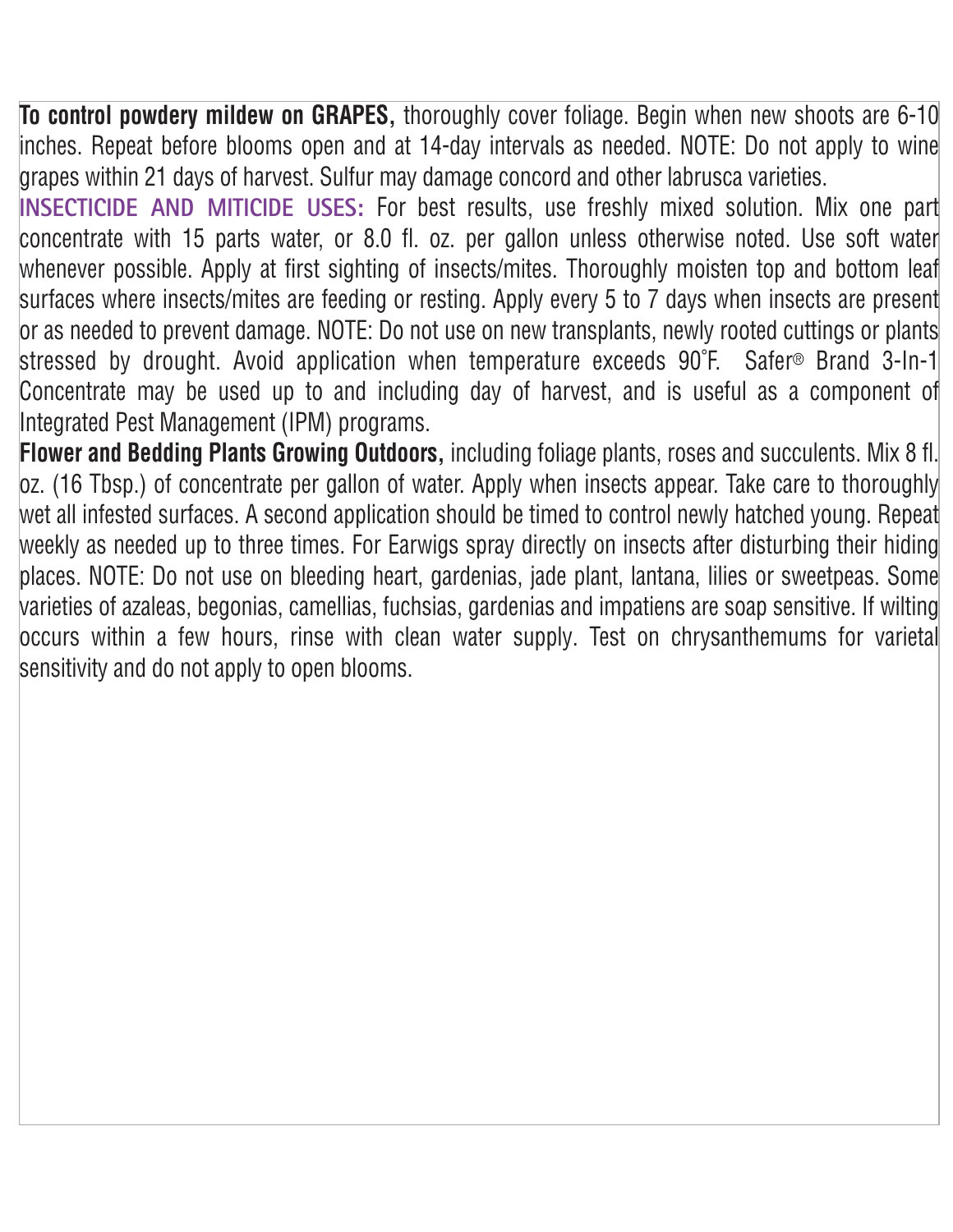**To control powdery mildew on GRAPES,** thoroughly cover foliage. Begin when new shoots are 6-10 inches. Repeat before blooms open and at 14-day intervals as needed. NOTE: Do not apply to wine grapes within 21 days of harvest. Sulfur may damage concord and other labrusca varieties.

**INSECTICIDE AND MITICIDE USES:** For best results, use freshly mixed solution. Mix one part concentrate with 15 parts water, or 8.0 fl. oz. per gallon unless otherwise noted. Use soft water whenever possible. Apply at first sighting of insects/mites. Thoroughly moisten top and bottom leaf surfaces where insects/mites are feeding or resting. Apply every 5 to 7 days when insects are present or as needed to prevent damage. NOTE: Do not use on new transplants, newly rooted cuttings or plants stressed by drought. Avoid application when temperature exceeds 90˚F. Safer® Brand 3-In-1 Concentrate may be used up to and including day of harvest, and is useful as a component of Integrated Pest Management (IPM) programs.

**Flower and Bedding Plants Growing Outdoors,** including foliage plants, roses and succulents. Mix 8 fl. oz. (16 Tbsp.) of concentrate per gallon of water. Apply when insects appear. Take care to thoroughly wet all infested surfaces. A second application should be timed to control newly hatched young. Repeat weekly as needed up to three times. For Earwigs spray directly on insects after disturbing their hiding places. NOTE: Do not use on bleeding heart, gardenias, jade plant, lantana, lilies or sweetpeas. Some varieties of azaleas, begonias, camellias, fuchsias, gardenias and impatiens are soap sensitive. If wilting occurs within a few hours, rinse with clean water supply. Test on chrysanthemums for varietal sensitivity and do not apply to open blooms.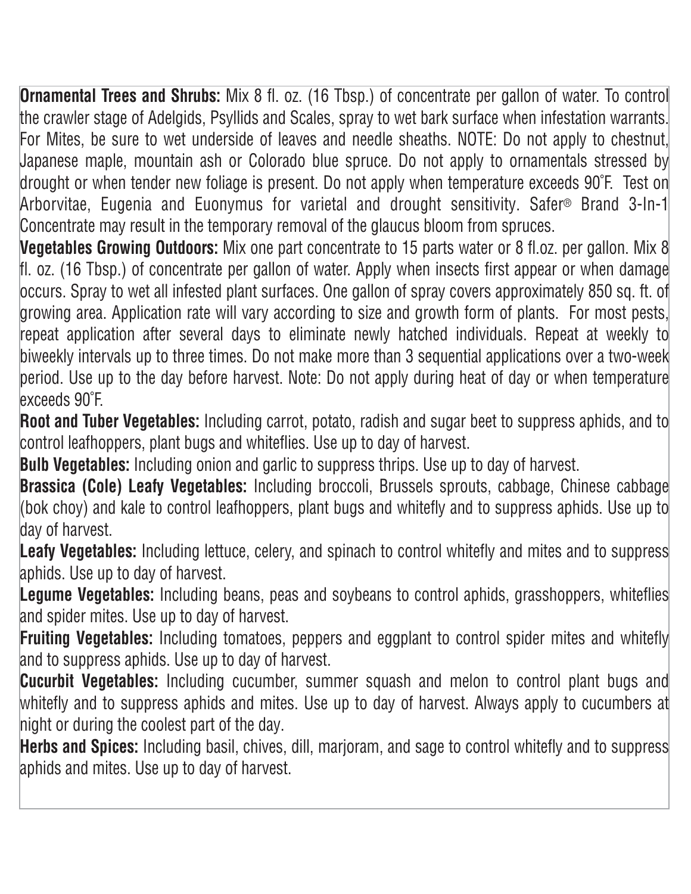**Ornamental Trees and Shrubs:** Mix 8 fl. oz. (16 Tbsp.) of concentrate per gallon of water. To control the crawler stage of Adelgids, Psyllids and Scales, spray to wet bark surface when infestation warrants. For Mites, be sure to wet underside of leaves and needle sheaths. NOTE: Do not apply to chestnut, Japanese maple, mountain ash or Colorado blue spruce. Do not apply to ornamentals stressed by drought or when tender new foliage is present. Do not apply when temperature exceeds 90˚F. Test on Arborvitae, Eugenia and Euonymus for varietal and drought sensitivity. Safer® Brand 3-In-1 Concentrate may result in the temporary removal of the glaucus bloom from spruces.

**Vegetables Growing Outdoors:** Mix one part concentrate to 15 parts water or 8 fl.oz. per gallon. Mix 8 fl. oz. (16 Tbsp.) of concentrate per gallon of water. Apply when insects first appear or when damage occurs. Spray to wet all infested plant surfaces. One gallon of spray covers approximately 850 sq. ft. of growing area. Application rate will vary according to size and growth form of plants. For most pests, repeat application after several days to eliminate newly hatched individuals. Repeat at weekly to biweekly intervals up to three times. Do not make more than 3 sequential applications over a two-week period. Use up to the day before harvest. Note: Do not apply during heat of day or when temperature exceeds 90˚F.

**Root and Tuber Vegetables:** Including carrot, potato, radish and sugar beet to suppress aphids, and to control leafhoppers, plant bugs and whiteflies. Use up to day of harvest.

**Bulb Vegetables:** Including onion and garlic to suppress thrips. Use up to day of harvest.

**Brassica (Cole) Leafy Vegetables:** Including broccoli, Brussels sprouts, cabbage, Chinese cabbage (bok choy) and kale to control leafhoppers, plant bugs and whitefly and to suppress aphids. Use up to day of harvest.

**Leafy Vegetables:** Including lettuce, celery, and spinach to control whitefly and mites and to suppress aphids. Use up to day of harvest.

**Legume Vegetables:** Including beans, peas and soybeans to control aphids, grasshoppers, whiteflies and spider mites. Use up to day of harvest.

**Fruiting Vegetables:** Including tomatoes, peppers and eggplant to control spider mites and whitefly and to suppress aphids. Use up to day of harvest.

**Cucurbit Vegetables:** Including cucumber, summer squash and melon to control plant bugs and whitefly and to suppress aphids and mites. Use up to day of harvest. Always apply to cucumbers at night or during the coolest part of the day.

**Herbs and Spices:** Including basil, chives, dill, marjoram, and sage to control whitefly and to suppress aphids and mites. Use up to day of harvest.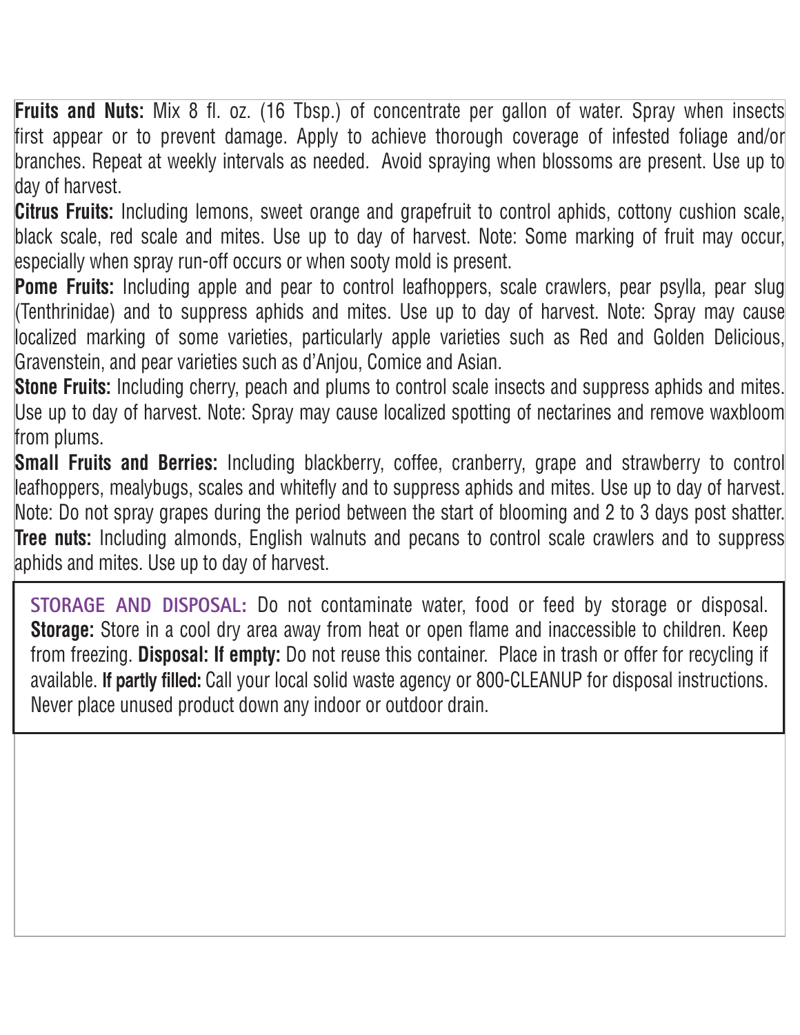**Fruits and Nuts:** Mix 8 fl. oz. (16 Tbsp.) of concentrate per gallon of water. Spray when insects first appear or to prevent damage. Apply to achieve thorough coverage of infested foliage and/or branches. Repeat at weekly intervals as needed. Avoid spraying when blossoms are present. Use up to day of harvest.

**Citrus Fruits:** Including lemons, sweet orange and grapefruit to control aphids, cottony cushion scale, black scale, red scale and mites. Use up to day of harvest. Note: Some marking of fruit may occur, especially when spray run-off occurs or when sooty mold is present.

**Pome Fruits:** Including apple and pear to control leafhoppers, scale crawlers, pear psylla, pear slug (Tenthrinidae) and to suppress aphids and mites. Use up to day of harvest. Note: Spray may cause localized marking of some varieties, particularly apple varieties such as Red and Golden Delicious, Gravenstein, and pear varieties such as d'Anjou, Comice and Asian.

**Stone Fruits:** Including cherry, peach and plums to control scale insects and suppress aphids and mites. Use up to day of harvest. Note: Spray may cause localized spotting of nectarines and remove waxbloom from plums.

**Small Fruits and Berries:** Including blackberry, coffee, cranberry, grape and strawberry to control leafhoppers, mealybugs, scales and whitefly and to suppress aphids and mites. Use up to day of harvest. Note: Do not spray grapes during the period between the start of blooming and 2 to 3 days post shatter.

**Tree nuts:** Including almonds, English walnuts and pecans to control scale crawlers and to suppress aphids and mites. Use up to day of harvest.

**STORAGE AND DISPOSAL:** Do not contaminate water, food or feed by storage or disposal. **Storage:** Store in a cool dry area away from heat or open flame and inaccessible to children. Keep from freezing. **Disposal: If empty:** Do not reuse this container. Place in trash or offer for recycling if available. **If partly filled:** Call your local solid waste agency or 800-CLEANUP for disposal instructions. Never place unused product down any indoor or outdoor drain.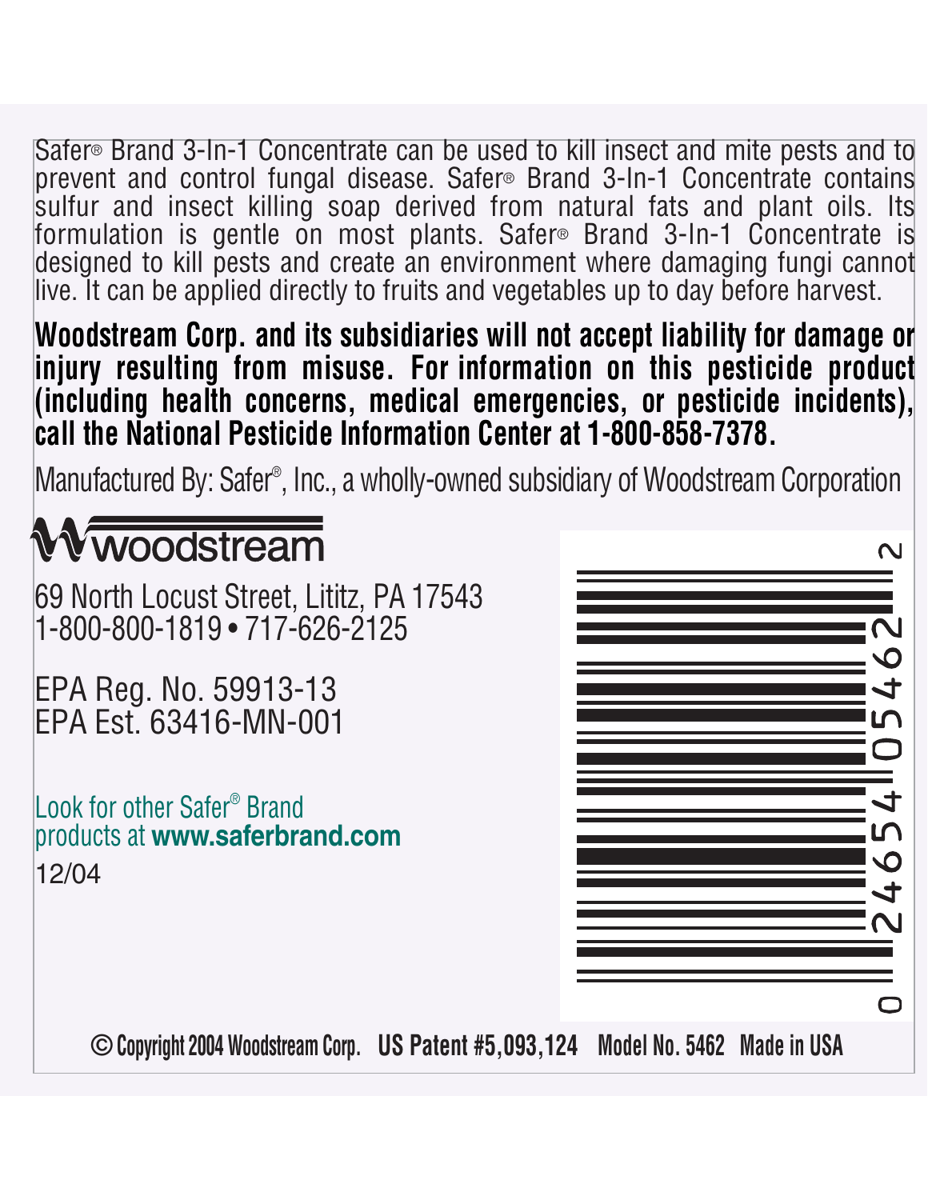Safer® Brand 3-In-1 Concentrate can be used to kill insect and mite pests and to prevent and control fungal disease. Safer® Brand 3-In-1 Concentrate contains sulfur and insect killing soap derived from natural fats and plant oils. Its formulation is gentle on most plants. Safer® Brand 3-In-1 Concentrate is designed to kill pests and create an environment where damaging fungi cannot live. It can be applied directly to fruits and vegetables up to day before harvest.

**Woodstream Corp. and its subsidiaries will not accept liability for damage or injury resulting from misuse. For information on this pesticide product (including health concerns, medical emergencies, or pesticide incidents), call the National Pesticide Information Center at 1-800-858-7378.**

Manufactured By: Safer®, Inc., a wholly-owned subsidiary of Woodstream Corporation

woodstream

69 North Locust Street, Lititz, PA 17543
1-800-800-1819 • 717-626-2125

EPA Reg. No. 59913-13
EPA Est. 63416-MN-001

Look for other Safer® Brand products at **www.saferbrand.com**

12/04

0 24654 05462 2

**© Copyright 2004 Woodstream Corp. US Patent #5,093,124 Model No. 5462 Made in USA**